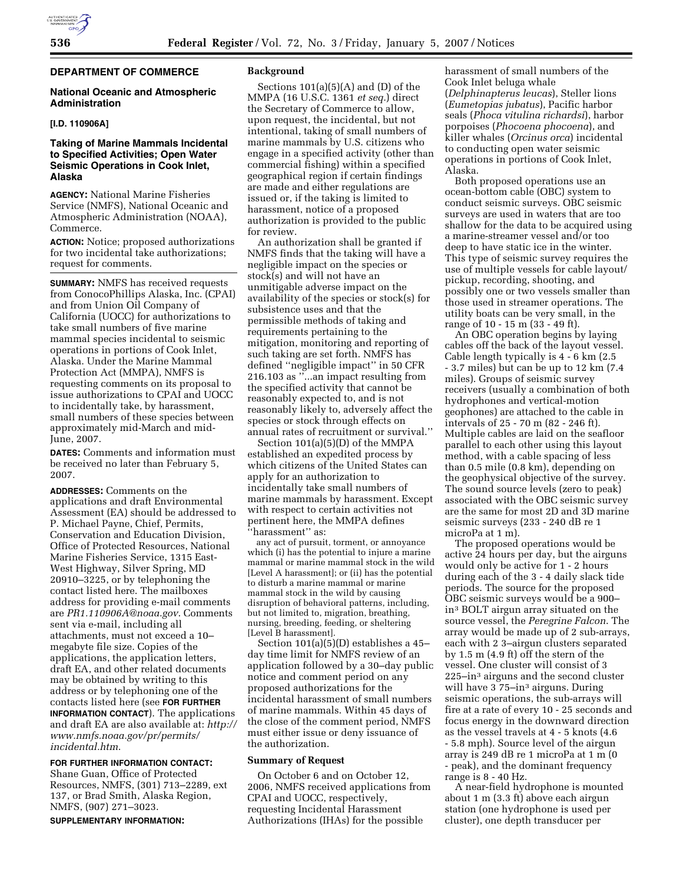**DEPARTMENT OF COMMERCE**

**National Oceanic and Atmospheric Administration**

**[I.D. 110906A]**

## Taking of Marine Mammals Incidental to Specified Activities; Open Water Seismic Operations in Cook Inlet, Alaska

**AGENCY:** National Marine Fisheries Service (NMFS), National Oceanic and Atmospheric Administration (NOAA), Commerce.

**ACTION:** Notice; proposed authorizations for two incidental take authorizations; request for comments.

**SUMMARY:** NMFS has received requests from ConocoPhillips Alaska, Inc. (CPAI) and from Union Oil Company of California (UOCC) for authorizations to take small numbers of five marine mammal species incidental to seismic operations in portions of Cook Inlet, Alaska. Under the Marine Mammal Protection Act (MMPA), NMFS is requesting comments on its proposal to issue authorizations to CPAI and UOCC to incidentally take, by harassment, small numbers of these species between approximately mid-March and mid-June, 2007.

**DATES:** Comments and information must be received no later than February 5, 2007.

**ADDRESSES:** Comments on the applications and draft Environmental Assessment (EA) should be addressed to P. Michael Payne, Chief, Permits, Conservation and Education Division, Office of Protected Resources, National Marine Fisheries Service, 1315 East-West Highway, Silver Spring, MD 20910–3225, or by telephoning the contact listed here. The mailboxes address for providing e-mail comments are *PR1.110906A@noaa.gov*. Comments sent via e-mail, including all attachments, must not exceed a 10–megabyte file size. Copies of the applications, the application letters, draft EA, and other related documents may be obtained by writing to this address or by telephoning one of the contacts listed here (see **FOR FURTHER INFORMATION CONTACT**). The applications and draft EA are also available at: *http://www.nmfs.noaa.gov/pr/permits/incidental.htm*.

**FOR FURTHER INFORMATION CONTACT:** Shane Guan, Office of Protected Resources, NMFS, (301) 713–2289, ext 137, or Brad Smith, Alaska Region, NMFS, (907) 271–3023.

**SUPPLEMENTARY INFORMATION:**

### Background

Sections 101(a)(5)(A) and (D) of the MMPA (16 U.S.C. 1361 *et seq.*) direct the Secretary of Commerce to allow, upon request, the incidental, but not intentional, taking of small numbers of marine mammals by U.S. citizens who engage in a specified activity (other than commercial fishing) within a specified geographical region if certain findings are made and either regulations are issued or, if the taking is limited to harassment, notice of a proposed authorization is provided to the public for review.

An authorization shall be granted if NMFS finds that the taking will have a negligible impact on the species or stock(s) and will not have an unmitigable adverse impact on the availability of the species or stock(s) for subsistence uses and that the permissible methods of taking and requirements pertaining to the mitigation, monitoring and reporting of such taking are set forth. NMFS has defined ''negligible impact'' in 50 CFR 216.103 as ''...an impact resulting from the specified activity that cannot be reasonably expected to, and is not reasonably likely to, adversely affect the species or stock through effects on annual rates of recruitment or survival.''

Section 101(a)(5)(D) of the MMPA established an expedited process by which citizens of the United States can apply for an authorization to incidentally take small numbers of marine mammals by harassment. Except with respect to certain activities not pertinent here, the MMPA defines ''harassment'' as:

any act of pursuit, torment, or annoyance which (i) has the potential to injure a marine mammal or marine mammal stock in the wild [Level A harassment]; or (ii) has the potential to disturb a marine mammal or marine mammal stock in the wild by causing disruption of behavioral patterns, including, but not limited to, migration, breathing, nursing, breeding, feeding, or sheltering [Level B harassment].

Section 101(a)(5)(D) establishes a 45–day time limit for NMFS review of an application followed by a 30–day public notice and comment period on any proposed authorizations for the incidental harassment of small numbers of marine mammals. Within 45 days of the close of the comment period, NMFS must either issue or deny issuance of the authorization.

### Summary of Request

On October 6 and on October 12, 2006, NMFS received applications from CPAI and UOCC, respectively, requesting Incidental Harassment Authorizations (IHAs) for the possible harassment of small numbers of the Cook Inlet beluga whale (*Delphinapterus leucas*), Steller lions (*Eumetopias jubatus*), Pacific harbor seals (*Phoca vitulina richardsi*), harbor porpoises (*Phocoena phocoena*), and killer whales (*Orcinus orca*) incidental to conducting open water seismic operations in portions of Cook Inlet, Alaska.

Both proposed operations use an ocean-bottom cable (OBC) system to conduct seismic surveys. OBC seismic surveys are used in waters that are too shallow for the data to be acquired using a marine-streamer vessel and/or too deep to have static ice in the winter. This type of seismic survey requires the use of multiple vessels for cable layout/pickup, recording, shooting, and possibly one or two vessels smaller than those used in streamer operations. The utility boats can be very small, in the range of 10 - 15 m (33 - 49 ft).

An OBC operation begins by laying cables off the back of the layout vessel. Cable length typically is 4 - 6 km (2.5 - 3.7 miles) but can be up to 12 km (7.4 miles). Groups of seismic survey receivers (usually a combination of both hydrophones and vertical-motion geophones) are attached to the cable in intervals of 25 - 70 m (82 - 246 ft). Multiple cables are laid on the seafloor parallel to each other using this layout method, with a cable spacing of less than 0.5 mile (0.8 km), depending on the geophysical objective of the survey. The sound source levels (zero to peak) associated with the OBC seismic survey are the same for most 2D and 3D marine seismic surveys (233 - 240 dB re 1 microPa at 1 m).

The proposed operations would be active 24 hours per day, but the airguns would only be active for 1 - 2 hours during each of the 3 - 4 daily slack tide periods. The source for the proposed OBC seismic surveys would be a 900–in$^3$ BOLT airgun array situated on the source vessel, the *Peregrine Falcon*. The array would be made up of 2 sub-arrays, each with 2 3–airgun clusters separated by 1.5 m (4.9 ft) off the stern of the vessel. One cluster will consist of 3 225–in$^3$ airguns and the second cluster will have 3 75–in$^3$ airguns. During seismic operations, the sub-arrays will fire at a rate of every 10 - 25 seconds and focus energy in the downward direction as the vessel travels at 4 - 5 knots (4.6 - 5.8 mph). Source level of the airgun array is 249 dB re 1 microPa at 1 m (0 - peak), and the dominant frequency range is 8 - 40 Hz.

A near-field hydrophone is mounted about 1 m (3.3 ft) above each airgun station (one hydrophone is used per cluster), one depth transducer per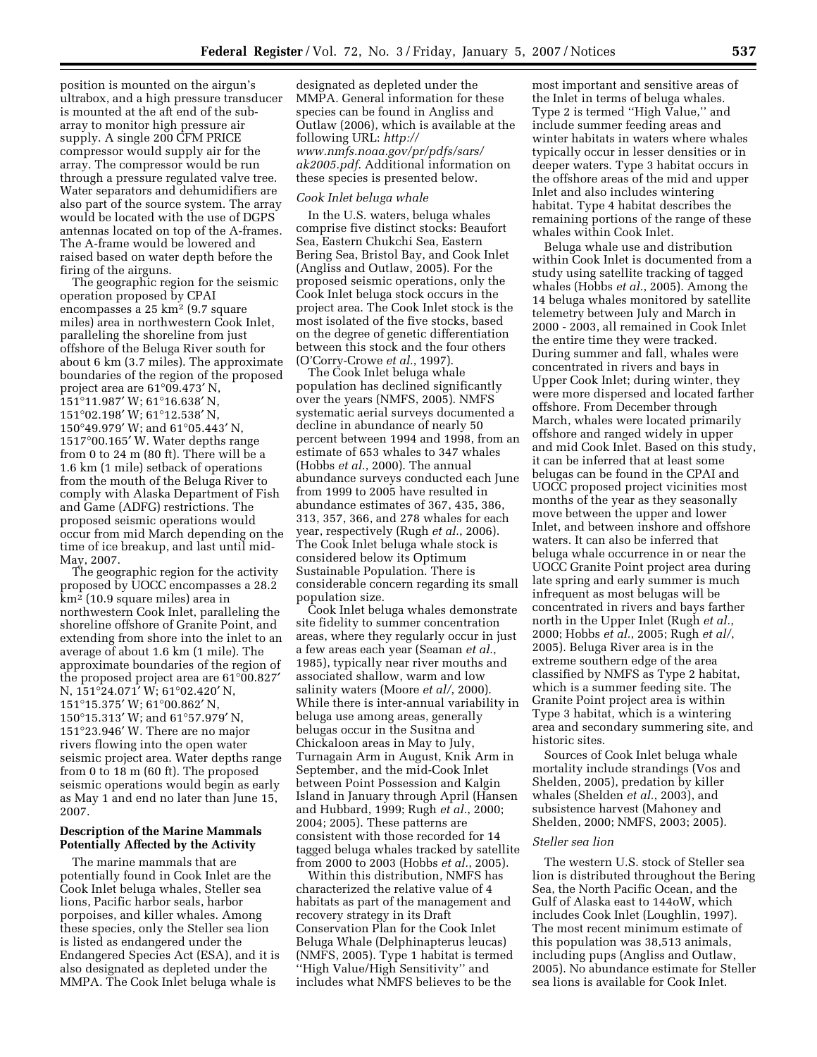position is mounted on the airgun's ultrabox, and a high pressure transducer is mounted at the aft end of the sub-array to monitor high pressure air supply. A single 200 CFM PRICE compressor would supply air for the array. The compressor would be run through a pressure regulated valve tree. Water separators and dehumidifiers are also part of the source system. The array would be located with the use of DGPS antennas located on top of the A-frames. The A-frame would be lowered and raised based on water depth before the firing of the airguns.

The geographic region for the seismic operation proposed by CPAI encompasses a 25 km² (9.7 square miles) area in northwestern Cook Inlet, paralleling the shoreline from just offshore of the Beluga River south for about 6 km (3.7 miles). The approximate boundaries of the region of the proposed project area are 61°09.473′ N, 151°11.987′ W; 61°16.638′ N, 151°02.198′ W; 61°12.538′ N, 150°49.979′ W; and 61°05.443′ N, 1517°00.165′ W. Water depths range from 0 to 24 m (80 ft). There will be a 1.6 km (1 mile) setback of operations from the mouth of the Beluga River to comply with Alaska Department of Fish and Game (ADFG) restrictions. The proposed seismic operations would occur from mid March depending on the time of ice breakup, and last until mid-May, 2007.

The geographic region for the activity proposed by UOCC encompasses a 28.2 km² (10.9 square miles) area in northwestern Cook Inlet, paralleling the shoreline offshore of Granite Point, and extending from shore into the inlet to an average of about 1.6 km (1 mile). The approximate boundaries of the region of the proposed project area are 61°00.827′ N, 151°24.071′ W; 61°02.420′ N, 151°15.375′ W; 61°00.862′ N, 150°15.313′ W; and 61°57.979′ N, 151°23.946′ W. There are no major rivers flowing into the open water seismic project area. Water depths range from 0 to 18 m (60 ft). The proposed seismic operations would begin as early as May 1 and end no later than June 15, 2007.

## Description of the Marine Mammals Potentially Affected by the Activity

The marine mammals that are potentially found in Cook Inlet are the Cook Inlet beluga whales, Steller sea lions, Pacific harbor seals, harbor porpoises, and killer whales. Among these species, only the Steller sea lion is listed as endangered under the Endangered Species Act (ESA), and it is also designated as depleted under the MMPA. The Cook Inlet beluga whale is designated as depleted under the MMPA. General information for these species can be found in Angliss and Outlaw (2006), which is available at the following URL: *http://www.nmfs.noaa.gov/pr/pdfs/sars/ak2005.pdf*. Additional information on these species is presented below.

*Cook Inlet beluga whale*

In the U.S. waters, beluga whales comprise five distinct stocks: Beaufort Sea, Eastern Chukchi Sea, Eastern Bering Sea, Bristol Bay, and Cook Inlet (Angliss and Outlaw, 2005). For the proposed seismic operations, only the Cook Inlet beluga stock occurs in the project area. The Cook Inlet stock is the most isolated of the five stocks, based on the degree of genetic differentiation between this stock and the four others (O'Corry-Crowe *et al.*, 1997).

The Cook Inlet beluga whale population has declined significantly over the years (NMFS, 2005). NMFS systematic aerial surveys documented a decline in abundance of nearly 50 percent between 1994 and 1998, from an estimate of 653 whales to 347 whales (Hobbs *et al.*, 2000). The annual abundance surveys conducted each June from 1999 to 2005 have resulted in abundance estimates of 367, 435, 386, 313, 357, 366, and 278 whales for each year, respectively (Rugh *et al.*, 2006). The Cook Inlet beluga whale stock is considered below its Optimum Sustainable Population. There is considerable concern regarding its small population size.

Cook Inlet beluga whales demonstrate site fidelity to summer concentration areas, where they regularly occur in just a few areas each year (Seaman *et al.*, 1985), typically near river mouths and associated shallow, warm and low salinity waters (Moore *et al/*, 2000). While there is inter-annual variability in beluga use among areas, generally belugas occur in the Susitna and Chickaloon areas in May to July, Turnagain Arm in August, Knik Arm in September, and the mid-Cook Inlet between Point Possession and Kalgin Island in January through April (Hansen and Hubbard, 1999; Rugh *et al.*, 2000; 2004; 2005). These patterns are consistent with those recorded for 14 tagged beluga whales tracked by satellite from 2000 to 2003 (Hobbs *et al.*, 2005).

Within this distribution, NMFS has characterized the relative value of 4 habitats as part of the management and recovery strategy in its Draft Conservation Plan for the Cook Inlet Beluga Whale (Delphinapterus leucas) (NMFS, 2005). Type 1 habitat is termed ''High Value/High Sensitivity'' and includes what NMFS believes to be the most important and sensitive areas of the Inlet in terms of beluga whales. Type 2 is termed ''High Value,'' and include summer feeding areas and winter habitats in waters where whales typically occur in lesser densities or in deeper waters. Type 3 habitat occurs in the offshore areas of the mid and upper Inlet and also includes wintering habitat. Type 4 habitat describes the remaining portions of the range of these whales within Cook Inlet.

Beluga whale use and distribution within Cook Inlet is documented from a study using satellite tracking of tagged whales (Hobbs *et al.*, 2005). Among the 14 beluga whales monitored by satellite telemetry between July and March in 2000 - 2003, all remained in Cook Inlet the entire time they were tracked. During summer and fall, whales were concentrated in rivers and bays in Upper Cook Inlet; during winter, they were more dispersed and located farther offshore. From December through March, whales were located primarily offshore and ranged widely in upper and mid Cook Inlet. Based on this study, it can be inferred that at least some belugas can be found in the CPAI and UOCC proposed project vicinities most months of the year as they seasonally move between the upper and lower Inlet, and between inshore and offshore waters. It can also be inferred that beluga whale occurrence in or near the UOCC Granite Point project area during late spring and early summer is much infrequent as most belugas will be concentrated in rivers and bays farther north in the Upper Inlet (Rugh *et al.*, 2000; Hobbs *et al.*, 2005; Rugh *et al/*, 2005). Beluga River area is in the extreme southern edge of the area classified by NMFS as Type 2 habitat, which is a summer feeding site. The Granite Point project area is within Type 3 habitat, which is a wintering area and secondary summering site, and historic sites.

Sources of Cook Inlet beluga whale mortality include strandings (Vos and Shelden, 2005), predation by killer whales (Shelden *et al.*, 2003), and subsistence harvest (Mahoney and Shelden, 2000; NMFS, 2003; 2005).

*Steller sea lion*

The western U.S. stock of Steller sea lion is distributed throughout the Bering Sea, the North Pacific Ocean, and the Gulf of Alaska east to 144oW, which includes Cook Inlet (Loughlin, 1997). The most recent minimum estimate of this population was 38,513 animals, including pups (Angliss and Outlaw, 2005). No abundance estimate for Steller sea lions is available for Cook Inlet.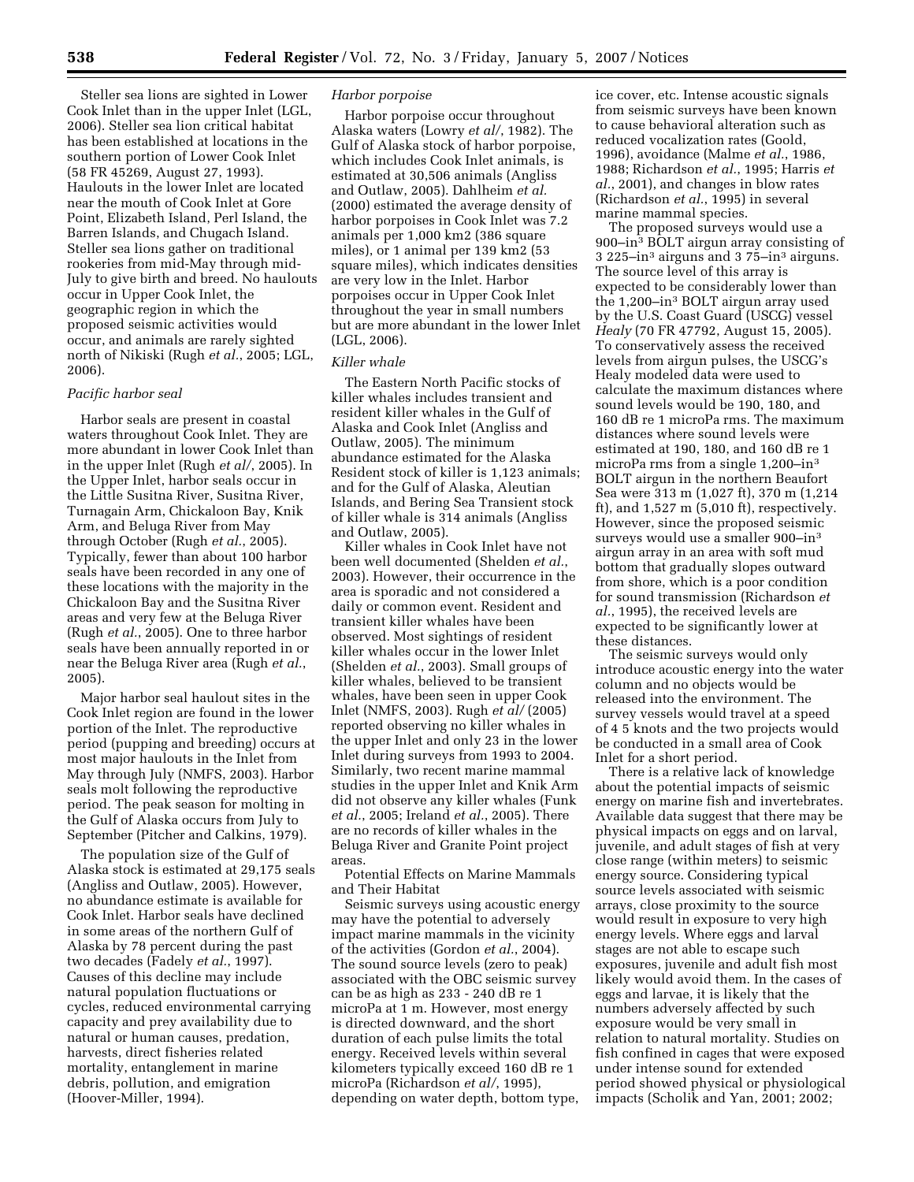Steller sea lions are sighted in Lower Cook Inlet than in the upper Inlet (LGL, 2006). Steller sea lion critical habitat has been established at locations in the southern portion of Lower Cook Inlet (58 FR 45269, August 27, 1993). Haulouts in the lower Inlet are located near the mouth of Cook Inlet at Gore Point, Elizabeth Island, Perl Island, the Barren Islands, and Chugach Island. Steller sea lions gather on traditional rookeries from mid-May through mid-July to give birth and breed. No haulouts occur in Upper Cook Inlet, the geographic region in which the proposed seismic activities would occur, and animals are rarely sighted north of Nikiski (Rugh *et al*., 2005; LGL, 2006).

*Pacific harbor seal*

Harbor seals are present in coastal waters throughout Cook Inlet. They are more abundant in lower Cook Inlet than in the upper Inlet (Rugh *et al*/, 2005). In the Upper Inlet, harbor seals occur in the Little Susitna River, Susitna River, Turnagain Arm, Chickaloon Bay, Knik Arm, and Beluga River from May through October (Rugh *et al*., 2005). Typically, fewer than about 100 harbor seals have been recorded in any one of these locations with the majority in the Chickaloon Bay and the Susitna River areas and very few at the Beluga River (Rugh *et al*., 2005). One to three harbor seals have been annually reported in or near the Beluga River area (Rugh *et al*., 2005).

Major harbor seal haulout sites in the Cook Inlet region are found in the lower portion of the Inlet. The reproductive period (pupping and breeding) occurs at most major haulouts in the Inlet from May through July (NMFS, 2003). Harbor seals molt following the reproductive period. The peak season for molting in the Gulf of Alaska occurs from July to September (Pitcher and Calkins, 1979).

The population size of the Gulf of Alaska stock is estimated at 29,175 seals (Angliss and Outlaw, 2005). However, no abundance estimate is available for Cook Inlet. Harbor seals have declined in some areas of the northern Gulf of Alaska by 78 percent during the past two decades (Fadely *et al*., 1997). Causes of this decline may include natural population fluctuations or cycles, reduced environmental carrying capacity and prey availability due to natural or human causes, predation, harvests, direct fisheries related mortality, entanglement in marine debris, pollution, and emigration (Hoover-Miller, 1994).

*Harbor porpoise*

Harbor porpoise occur throughout Alaska waters (Lowry *et al*/, 1982). The Gulf of Alaska stock of harbor porpoise, which includes Cook Inlet animals, is estimated at 30,506 animals (Angliss and Outlaw, 2005). Dahlheim *et al.* (2000) estimated the average density of harbor porpoises in Cook Inlet was 7.2 animals per 1,000 km2 (386 square miles), or 1 animal per 139 km2 (53 square miles), which indicates densities are very low in the Inlet. Harbor porpoises occur in Upper Cook Inlet throughout the year in small numbers but are more abundant in the lower Inlet (LGL, 2006).

*Killer whale*

The Eastern North Pacific stocks of killer whales includes transient and resident killer whales in the Gulf of Alaska and Cook Inlet (Angliss and Outlaw, 2005). The minimum abundance estimated for the Alaska Resident stock of killer is 1,123 animals; and for the Gulf of Alaska, Aleutian Islands, and Bering Sea Transient stock of killer whale is 314 animals (Angliss and Outlaw, 2005).

Killer whales in Cook Inlet have not been well documented (Shelden *et al*., 2003). However, their occurrence in the area is sporadic and not considered a daily or common event. Resident and transient killer whales have been observed. Most sightings of resident killer whales occur in the lower Inlet (Shelden *et al*., 2003). Small groups of killer whales, believed to be transient whales, have been seen in upper Cook Inlet (NMFS, 2003). Rugh *et al*/ (2005) reported observing no killer whales in the upper Inlet and only 23 in the lower Inlet during surveys from 1993 to 2004. Similarly, two recent marine mammal studies in the upper Inlet and Knik Arm did not observe any killer whales (Funk *et al*., 2005; Ireland *et al*., 2005). There are no records of killer whales in the Beluga River and Granite Point project areas.

Potential Effects on Marine Mammals and Their Habitat

Seismic surveys using acoustic energy may have the potential to adversely impact marine mammals in the vicinity of the activities (Gordon *et al*., 2004). The sound source levels (zero to peak) associated with the OBC seismic survey can be as high as 233 - 240 dB re 1 microPa at 1 m. However, most energy is directed downward, and the short duration of each pulse limits the total energy. Received levels within several kilometers typically exceed 160 dB re 1 microPa (Richardson *et al*/, 1995), depending on water depth, bottom type, ice cover, etc. Intense acoustic signals from seismic surveys have been known to cause behavioral alteration such as reduced vocalization rates (Goold, 1996), avoidance (Malme *et al*., 1986, 1988; Richardson *et al*., 1995; Harris *et al*., 2001), and changes in blow rates (Richardson *et al*., 1995) in several marine mammal species.

The proposed surveys would use a 900–in$^3$ BOLT airgun array consisting of 3 225–in$^3$ airguns and 3 75–in$^3$ airguns. The source level of this array is expected to be considerably lower than the 1,200–in$^3$ BOLT airgun array used by the U.S. Coast Guard (USCG) vessel *Healy* (70 FR 47792, August 15, 2005). To conservatively assess the received levels from airgun pulses, the USCG's Healy modeled data were used to calculate the maximum distances where sound levels would be 190, 180, and 160 dB re 1 microPa rms. The maximum distances where sound levels were estimated at 190, 180, and 160 dB re 1 microPa rms from a single 1,200–in$^3$ BOLT airgun in the northern Beaufort Sea were 313 m (1,027 ft), 370 m (1,214 ft), and 1,527 m (5,010 ft), respectively. However, since the proposed seismic surveys would use a smaller 900–in$^3$ airgun array in an area with soft mud bottom that gradually slopes outward from shore, which is a poor condition for sound transmission (Richardson *et al*., 1995), the received levels are expected to be significantly lower at these distances.

The seismic surveys would only introduce acoustic energy into the water column and no objects would be released into the environment. The survey vessels would travel at a speed of 4 5 knots and the two projects would be conducted in a small area of Cook Inlet for a short period.

There is a relative lack of knowledge about the potential impacts of seismic energy on marine fish and invertebrates. Available data suggest that there may be physical impacts on eggs and on larval, juvenile, and adult stages of fish at very close range (within meters) to seismic energy source. Considering typical source levels associated with seismic arrays, close proximity to the source would result in exposure to very high energy levels. Where eggs and larval stages are not able to escape such exposures, juvenile and adult fish most likely would avoid them. In the cases of eggs and larvae, it is likely that the numbers adversely affected by such exposure would be very small in relation to natural mortality. Studies on fish confined in cages that were exposed under intense sound for extended period showed physical or physiological impacts (Scholik and Yan, 2001; 2002;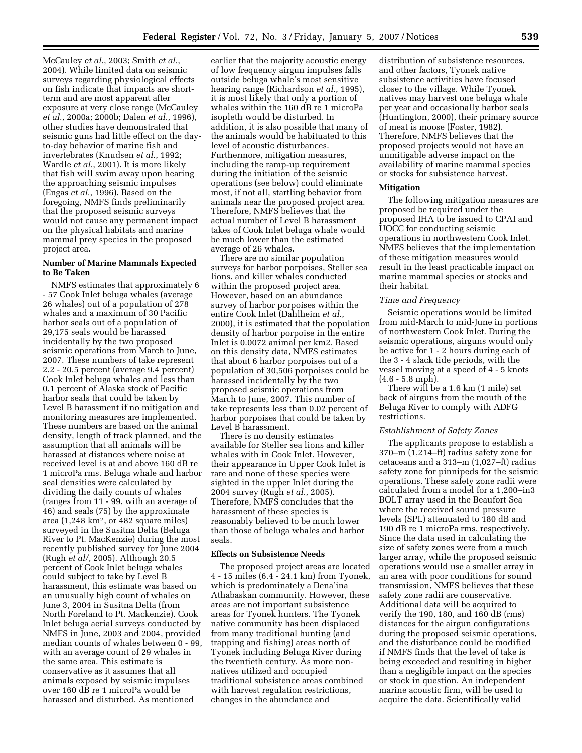McCauley *et al.,* 2003; Smith *et al.,* 2004). While limited data on seismic surveys regarding physiological effects on fish indicate that impacts are short-term and are most apparent after exposure at very close range (McCauley *et al.*, 2000a; 2000b; Dalen *et al.*, 1996), other studies have demonstrated that seismic guns had little effect on the day-to-day behavior of marine fish and invertebrates (Knudsen *et al.*, 1992; Wardle *et al.*, 2001). It is more likely that fish will swim away upon hearing the approaching seismic impulses (Engas *et al.*, 1996). Based on the foregoing, NMFS finds preliminarily that the proposed seismic surveys would not cause any permanent impact on the physical habitats and marine mammal prey species in the proposed project area.

## Number of Marine Mammals Expected to Be Taken

NMFS estimates that approximately 6 - 57 Cook Inlet beluga whales (average 26 whales) out of a population of 278 whales and a maximum of 30 Pacific harbor seals out of a population of 29,175 seals would be harassed incidentally by the two proposed seismic operations from March to June, 2007. These numbers of take represent 2.2 - 20.5 percent (average 9.4 percent) Cook Inlet beluga whales and less than 0.1 percent of Alaska stock of Pacific harbor seals that could be taken by Level B harassment if no mitigation and monitoring measures are implemented. These numbers are based on the animal density, length of track planned, and the assumption that all animals will be harassed at distances where noise at received level is at and above 160 dB re 1 microPa rms. Beluga whale and harbor seal densities were calculated by dividing the daily counts of whales (ranges from 11 - 99, with an average of 46) and seals (75) by the approximate area (1,248 km$^2$, or 482 square miles) surveyed in the Susitna Delta (Beluga River to Pt. MacKenzie) during the most recently published survey for June 2004 (Rugh *et al/*, 2005). Although 20.5 percent of Cook Inlet beluga whales could subject to take by Level B harassment, this estimate was based on an unusually high count of whales on June 3, 2004 in Susitna Delta (from North Foreland to Pt. Mackenzie). Cook Inlet beluga aerial surveys conducted by NMFS in June, 2003 and 2004, provided median counts of whales between 0 - 99, with an average count of 29 whales in the same area. This estimate is conservative as it assumes that all animals exposed by seismic impulses over 160 dB re 1 microPa would be harassed and disturbed. As mentioned earlier that the majority acoustic energy of low frequency airgun impulses falls outside beluga whale's most sensitive hearing range (Richardson *et al.*, 1995), it is most likely that only a portion of whales within the 160 dB re 1 microPa isopleth would be disturbed. In addition, it is also possible that many of the animals would be habituated to this level of acoustic disturbances. Furthermore, mitigation measures, including the ramp-up requirement during the initiation of the seismic operations (see below) could eliminate most, if not all, startling behavior from animals near the proposed project area. Therefore, NMFS believes that the actual number of Level B harassment takes of Cook Inlet beluga whale would be much lower than the estimated average of 26 whales.

There are no similar population surveys for harbor porpoises, Steller sea lions, and killer whales conducted within the proposed project area. However, based on an abundance survey of harbor porpoises within the entire Cook Inlet (Dahlheim *et al.*, 2000), it is estimated that the population density of harbor porpoise in the entire Inlet is 0.0072 animal per km2. Based on this density data, NMFS estimates that about 6 harbor porpoises out of a population of 30,506 porpoises could be harassed incidentally by the two proposed seismic operations from March to June, 2007. This number of take represents less than 0.02 percent of harbor porpoises that could be taken by Level B harassment.

There is no density estimates available for Steller sea lions and killer whales with in Cook Inlet. However, their appearance in Upper Cook Inlet is rare and none of these species were sighted in the upper Inlet during the 2004 survey (Rugh *et al.*, 2005). Therefore, NMFS concludes that the harassment of these species is reasonably believed to be much lower than those of beluga whales and harbor seals.

## Effects on Subsistence Needs

The proposed project areas are located 4 - 15 miles (6.4 - 24.1 km) from Tyonek, which is predominately a Dena'ina Athabaskan community. However, these areas are not important subsistence areas for Tyonek hunters. The Tyonek native community has been displaced from many traditional hunting (and trapping and fishing) areas north of Tyonek including Beluga River during the twentieth century. As more non-natives utilized and occupied traditional subsistence areas combined with harvest regulation restrictions, changes in the abundance and distribution of subsistence resources, and other factors, Tyonek native subsistence activities have focused closer to the village. While Tyonek natives may harvest one beluga whale per year and occasionally harbor seals (Huntington, 2000), their primary source of meat is moose (Foster, 1982). Therefore, NMFS believes that the proposed projects would not have an unmitigable adverse impact on the availability of marine mammal species or stocks for subsistence harvest.

## Mitigation

The following mitigation measures are proposed be required under the proposed IHA to be issued to CPAI and UOCC for conducting seismic operations in northwestern Cook Inlet. NMFS believes that the implementation of these mitigation measures would result in the least practicable impact on marine mammal species or stocks and their habitat.

### *Time and Frequency*

Seismic operations would be limited from mid-March to mid-June in portions of northwestern Cook Inlet. During the seismic operations, airguns would only be active for 1 - 2 hours during each of the 3 - 4 slack tide periods, with the vessel moving at a speed of 4 - 5 knots (4.6 - 5.8 mph).

There will be a 1.6 km (1 mile) set back of airguns from the mouth of the Beluga River to comply with ADFG restrictions.

### *Establishment of Safety Zones*

The applicants propose to establish a 370–m (1,214–ft) radius safety zone for cetaceans and a 313–m (1,027–ft) radius safety zone for pinnipeds for the seismic operations. These safety zone radii were calculated from a model for a 1,200–in3 BOLT array used in the Beaufort Sea where the received sound pressure levels (SPL) attenuated to 180 dB and 190 dB re 1 microPa rms, respectively. Since the data used in calculating the size of safety zones were from a much larger array, while the proposed seismic operations would use a smaller array in an area with poor conditions for sound transmission, NMFS believes that these safety zone radii are conservative. Additional data will be acquired to verify the 190, 180, and 160 dB (rms) distances for the airgun configurations during the proposed seismic operations, and the disturbance could be modified if NMFS finds that the level of take is being exceeded and resulting in higher than a negligible impact on the species or stock in question. An independent marine acoustic firm, will be used to acquire the data. Scientifically valid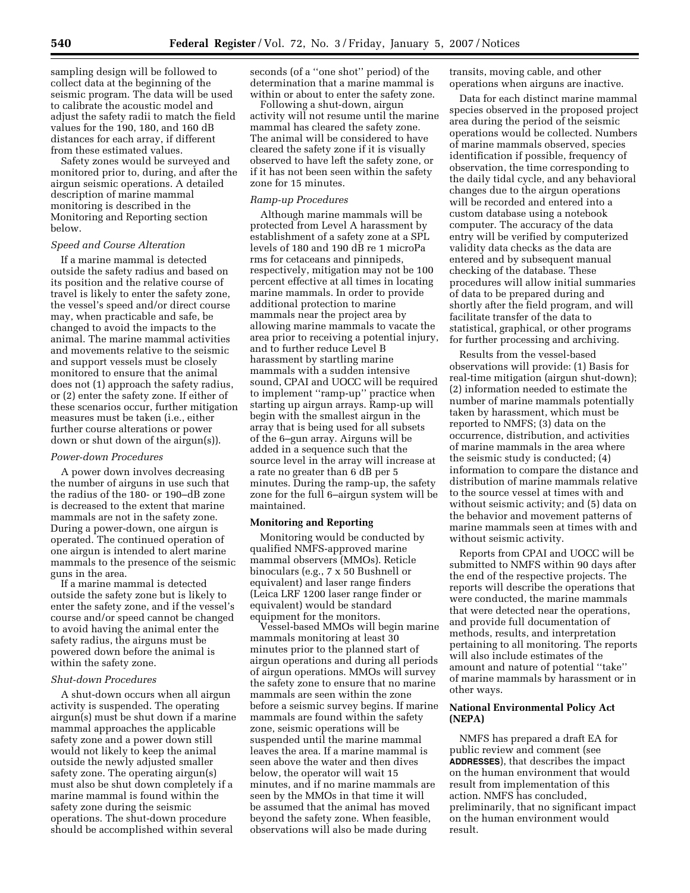sampling design will be followed to collect data at the beginning of the seismic program. The data will be used to calibrate the acoustic model and adjust the safety radii to match the field values for the 190, 180, and 160 dB distances for each array, if different from these estimated values.

Safety zones would be surveyed and monitored prior to, during, and after the airgun seismic operations. A detailed description of marine mammal monitoring is described in the Monitoring and Reporting section below.

*Speed and Course Alteration*

If a marine mammal is detected outside the safety radius and based on its position and the relative course of travel is likely to enter the safety zone, the vessel's speed and/or direct course may, when practicable and safe, be changed to avoid the impacts to the animal. The marine mammal activities and movements relative to the seismic and support vessels must be closely monitored to ensure that the animal does not (1) approach the safety radius, or (2) enter the safety zone. If either of these scenarios occur, further mitigation measures must be taken (i.e., either further course alterations or power down or shut down of the airgun(s)).

*Power-down Procedures*

A power down involves decreasing the number of airguns in use such that the radius of the 180- or 190–dB zone is decreased to the extent that marine mammals are not in the safety zone. During a power-down, one airgun is operated. The continued operation of one airgun is intended to alert marine mammals to the presence of the seismic guns in the area.

If a marine mammal is detected outside the safety zone but is likely to enter the safety zone, and if the vessel's course and/or speed cannot be changed to avoid having the animal enter the safety radius, the airguns must be powered down before the animal is within the safety zone.

*Shut-down Procedures*

A shut-down occurs when all airgun activity is suspended. The operating airgun(s) must be shut down if a marine mammal approaches the applicable safety zone and a power down still would not likely to keep the animal outside the newly adjusted smaller safety zone. The operating airgun(s) must also be shut down completely if a marine mammal is found within the safety zone during the seismic operations. The shut-down procedure should be accomplished within several seconds (of a ''one shot'' period) of the determination that a marine mammal is within or about to enter the safety zone.

Following a shut-down, airgun activity will not resume until the marine mammal has cleared the safety zone. The animal will be considered to have cleared the safety zone if it is visually observed to have left the safety zone, or if it has not been seen within the safety zone for 15 minutes.

*Ramp-up Procedures*

Although marine mammals will be protected from Level A harassment by establishment of a safety zone at a SPL levels of 180 and 190 dB re 1 microPa rms for cetaceans and pinnipeds, respectively, mitigation may not be 100 percent effective at all times in locating marine mammals. In order to provide additional protection to marine mammals near the project area by allowing marine mammals to vacate the area prior to receiving a potential injury, and to further reduce Level B harassment by startling marine mammals with a sudden intensive sound, CPAI and UOCC will be required to implement ''ramp-up'' practice when starting up airgun arrays. Ramp-up will begin with the smallest airgun in the array that is being used for all subsets of the 6–gun array. Airguns will be added in a sequence such that the source level in the array will increase at a rate no greater than 6 dB per 5 minutes. During the ramp-up, the safety zone for the full 6–airgun system will be maintained.

**Monitoring and Reporting**

Monitoring would be conducted by qualified NMFS-approved marine mammal observers (MMOs). Reticle binoculars (e.g., 7 x 50 Bushnell or equivalent) and laser range finders (Leica LRF 1200 laser range finder or equivalent) would be standard equipment for the monitors.

Vessel-based MMOs will begin marine mammals monitoring at least 30 minutes prior to the planned start of airgun operations and during all periods of airgun operations. MMOs will survey the safety zone to ensure that no marine mammals are seen within the zone before a seismic survey begins. If marine mammals are found within the safety zone, seismic operations will be suspended until the marine mammal leaves the area. If a marine mammal is seen above the water and then dives below, the operator will wait 15 minutes, and if no marine mammals are seen by the MMOs in that time it will be assumed that the animal has moved beyond the safety zone. When feasible, observations will also be made during transits, moving cable, and other operations when airguns are inactive.

Data for each distinct marine mammal species observed in the proposed project area during the period of the seismic operations would be collected. Numbers of marine mammals observed, species identification if possible, frequency of observation, the time corresponding to the daily tidal cycle, and any behavioral changes due to the airgun operations will be recorded and entered into a custom database using a notebook computer. The accuracy of the data entry will be verified by computerized validity data checks as the data are entered and by subsequent manual checking of the database. These procedures will allow initial summaries of data to be prepared during and shortly after the field program, and will facilitate transfer of the data to statistical, graphical, or other programs for further processing and archiving.

Results from the vessel-based observations will provide: (1) Basis for real-time mitigation (airgun shut-down); (2) information needed to estimate the number of marine mammals potentially taken by harassment, which must be reported to NMFS; (3) data on the occurrence, distribution, and activities of marine mammals in the area where the seismic study is conducted; (4) information to compare the distance and distribution of marine mammals relative to the source vessel at times with and without seismic activity; and (5) data on the behavior and movement patterns of marine mammals seen at times with and without seismic activity.

Reports from CPAI and UOCC will be submitted to NMFS within 90 days after the end of the respective projects. The reports will describe the operations that were conducted, the marine mammals that were detected near the operations, and provide full documentation of methods, results, and interpretation pertaining to all monitoring. The reports will also include estimates of the amount and nature of potential ''take'' of marine mammals by harassment or in other ways.

**National Environmental Policy Act (NEPA)**

NMFS has prepared a draft EA for public review and comment (see **ADDRESSES**), that describes the impact on the human environment that would result from implementation of this action. NMFS has concluded, preliminarily, that no significant impact on the human environment would result.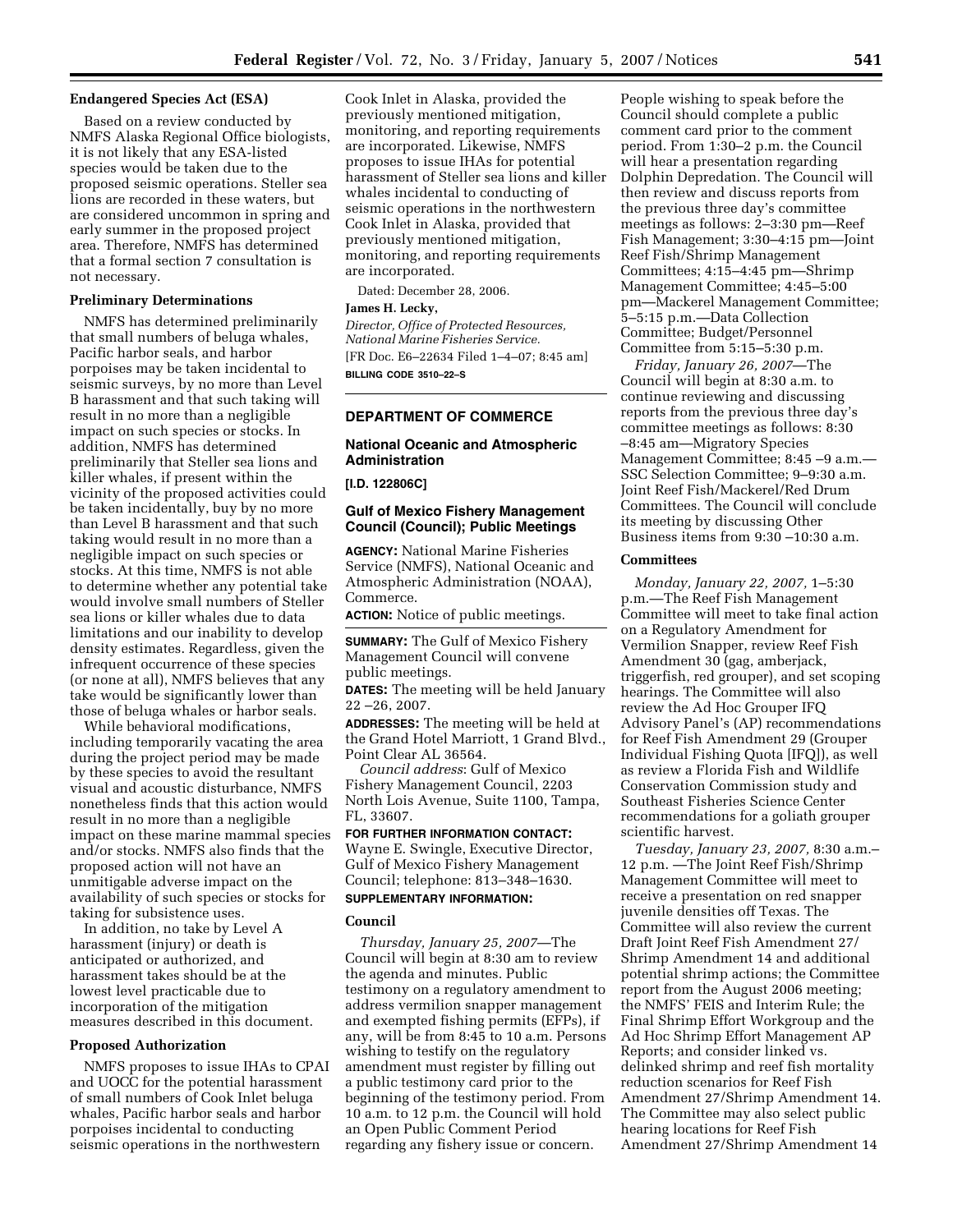### Endangered Species Act (ESA)

Based on a review conducted by NMFS Alaska Regional Office biologists, it is not likely that any ESA-listed species would be taken due to the proposed seismic operations. Steller sea lions are recorded in these waters, but are considered uncommon in spring and early summer in the proposed project area. Therefore, NMFS has determined that a formal section 7 consultation is not necessary.

### Preliminary Determinations

NMFS has determined preliminarily that small numbers of beluga whales, Pacific harbor seals, and harbor porpoises may be taken incidental to seismic surveys, by no more than Level B harassment and that such taking will result in no more than a negligible impact on such species or stocks. In addition, NMFS has determined preliminarily that Steller sea lions and killer whales, if present within the vicinity of the proposed activities could be taken incidentally, buy by no more than Level B harassment and that such taking would result in no more than a negligible impact on such species or stocks. At this time, NMFS is not able to determine whether any potential take would involve small numbers of Steller sea lions or killer whales due to data limitations and our inability to develop density estimates. Regardless, given the infrequent occurrence of these species (or none at all), NMFS believes that any take would be significantly lower than those of beluga whales or harbor seals.

While behavioral modifications, including temporarily vacating the area during the project period may be made by these species to avoid the resultant visual and acoustic disturbance, NMFS nonetheless finds that this action would result in no more than a negligible impact on these marine mammal species and/or stocks. NMFS also finds that the proposed action will not have an unmitigable adverse impact on the availability of such species or stocks for taking for subsistence uses.

In addition, no take by Level A harassment (injury) or death is anticipated or authorized, and harassment takes should be at the lowest level practicable due to incorporation of the mitigation measures described in this document.

### Proposed Authorization

NMFS proposes to issue IHAs to CPAI and UOCC for the potential harassment of small numbers of Cook Inlet beluga whales, Pacific harbor seals and harbor porpoises incidental to conducting seismic operations in the northwestern Cook Inlet in Alaska, provided the previously mentioned mitigation, monitoring, and reporting requirements are incorporated. Likewise, NMFS proposes to issue IHAs for potential harassment of Steller sea lions and killer whales incidental to conducting of seismic operations in the northwestern Cook Inlet in Alaska, provided that previously mentioned mitigation, monitoring, and reporting requirements are incorporated.

Dated: December 28, 2006.

**James H. Lecky,**

*Director, Office of Protected Resources, National Marine Fisheries Service.*

[FR Doc. E6–22634 Filed 1–4–07; 8:45 am]

**BILLING CODE 3510–22–S**

---

## DEPARTMENT OF COMMERCE

### National Oceanic and Atmospheric Administration

**[I.D. 122806C]**

### Gulf of Mexico Fishery Management Council (Council); Public Meetings

**AGENCY:** National Marine Fisheries Service (NMFS), National Oceanic and Atmospheric Administration (NOAA), Commerce.

**ACTION:** Notice of public meetings.

**SUMMARY:** The Gulf of Mexico Fishery Management Council will convene public meetings.

**DATES:** The meeting will be held January 22 –26, 2007.

**ADDRESSES:** The meeting will be held at the Grand Hotel Marriott, 1 Grand Blvd., Point Clear AL 36564.

*Council address*: Gulf of Mexico Fishery Management Council, 2203 North Lois Avenue, Suite 1100, Tampa, FL, 33607.

**FOR FURTHER INFORMATION CONTACT:** Wayne E. Swingle, Executive Director, Gulf of Mexico Fishery Management Council; telephone: 813–348–1630.

**SUPPLEMENTARY INFORMATION:**

### Council

*Thursday, January 25, 2007*—The Council will begin at 8:30 am to review the agenda and minutes. Public testimony on a regulatory amendment to address vermilion snapper management and exempted fishing permits (EFPs), if any, will be from 8:45 to 10 a.m. Persons wishing to testify on the regulatory amendment must register by filling out a public testimony card prior to the beginning of the testimony period. From 10 a.m. to 12 p.m. the Council will hold an Open Public Comment Period regarding any fishery issue or concern. People wishing to speak before the Council should complete a public comment card prior to the comment period. From 1:30–2 p.m. the Council will hear a presentation regarding Dolphin Depredation. The Council will then review and discuss reports from the previous three day's committee meetings as follows: 2–3:30 pm—Reef Fish Management; 3:30–4:15 pm—Joint Reef Fish/Shrimp Management Committees; 4:15–4:45 pm—Shrimp Management Committee; 4:45–5:00 pm—Mackerel Management Committee; 5–5:15 p.m.—Data Collection Committee; Budget/Personnel Committee from 5:15–5:30 p.m.

*Friday, January 26, 2007*—The Council will begin at 8:30 a.m. to continue reviewing and discussing reports from the previous three day's committee meetings as follows: 8:30 –8:45 am—Migratory Species Management Committee; 8:45 –9 a.m.—SSC Selection Committee; 9–9:30 a.m. Joint Reef Fish/Mackerel/Red Drum Committees. The Council will conclude its meeting by discussing Other Business items from 9:30 –10:30 a.m.

### Committees

*Monday, January 22, 2007,* 1–5:30 p.m.—The Reef Fish Management Committee will meet to take final action on a Regulatory Amendment for Vermilion Snapper, review Reef Fish Amendment 30 (gag, amberjack, triggerfish, red grouper), and set scoping hearings. The Committee will also review the Ad Hoc Grouper IFQ Advisory Panel's (AP) recommendations for Reef Fish Amendment 29 (Grouper Individual Fishing Quota [IFQ]), as well as review a Florida Fish and Wildlife Conservation Commission study and Southeast Fisheries Science Center recommendations for a goliath grouper scientific harvest.

*Tuesday, January 23, 2007,* 8:30 a.m.–12 p.m. —The Joint Reef Fish/Shrimp Management Committee will meet to receive a presentation on red snapper juvenile densities off Texas. The Committee will also review the current Draft Joint Reef Fish Amendment 27/Shrimp Amendment 14 and additional potential shrimp actions; the Committee report from the August 2006 meeting; the NMFS' FEIS and Interim Rule; the Final Shrimp Effort Workgroup and the Ad Hoc Shrimp Effort Management AP Reports; and consider linked vs. delinked shrimp and reef fish mortality reduction scenarios for Reef Fish Amendment 27/Shrimp Amendment 14. The Committee may also select public hearing locations for Reef Fish Amendment 27/Shrimp Amendment 14